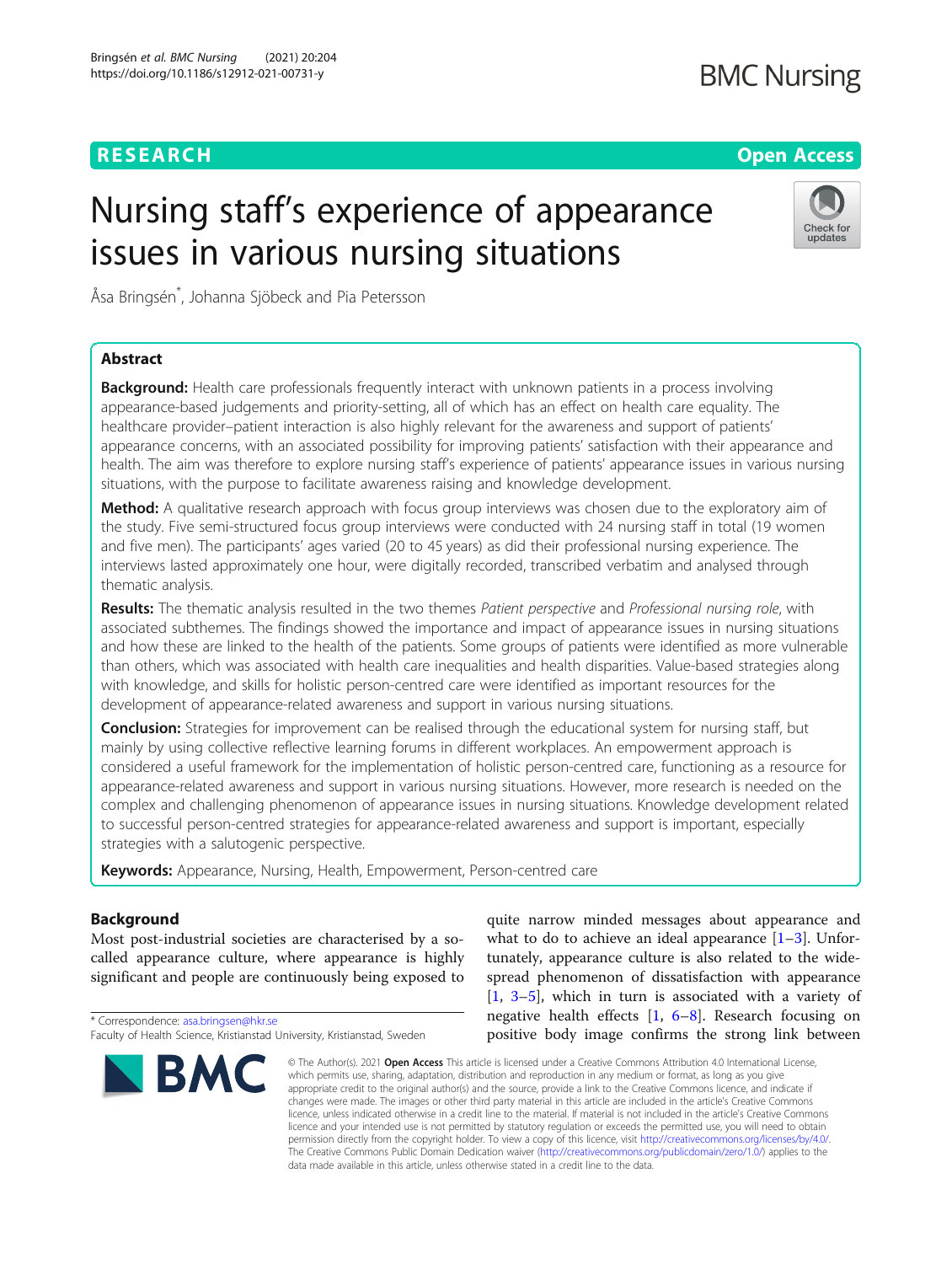RESEARCH | Open Access

# Nursing staff's experience of appearance issues in various nursing situations

Åsa Bringsén*, Johanna Sjöbeck and Pia Petersson

## Abstract

**Background:** Health care professionals frequently interact with unknown patients in a process involving appearance-based judgements and priority-setting, all of which has an effect on health care equality. The healthcare provider–patient interaction is also highly relevant for the awareness and support of patients' appearance concerns, with an associated possibility for improving patients' satisfaction with their appearance and health. The aim was therefore to explore nursing staff's experience of patients' appearance issues in various nursing situations, with the purpose to facilitate awareness raising and knowledge development.

**Method:** A qualitative research approach with focus group interviews was chosen due to the exploratory aim of the study. Five semi-structured focus group interviews were conducted with 24 nursing staff in total (19 women and five men). The participants' ages varied (20 to 45 years) as did their professional nursing experience. The interviews lasted approximately one hour, were digitally recorded, transcribed verbatim and analysed through thematic analysis.

**Results:** The thematic analysis resulted in the two themes *Patient perspective* and *Professional nursing role*, with associated subthemes. The findings showed the importance and impact of appearance issues in nursing situations and how these are linked to the health of the patients. Some groups of patients were identified as more vulnerable than others, which was associated with health care inequalities and health disparities. Value-based strategies along with knowledge, and skills for holistic person-centred care were identified as important resources for the development of appearance-related awareness and support in various nursing situations.

**Conclusion:** Strategies for improvement can be realised through the educational system for nursing staff, but mainly by using collective reflective learning forums in different workplaces. An empowerment approach is considered a useful framework for the implementation of holistic person-centred care, functioning as a resource for appearance-related awareness and support in various nursing situations. However, more research is needed on the complex and challenging phenomenon of appearance issues in nursing situations. Knowledge development related to successful person-centred strategies for appearance-related awareness and support is important, especially strategies with a salutogenic perspective.

**Keywords:** Appearance, Nursing, Health, Empowerment, Person-centred care

## Background

Most post-industrial societies are characterised by a so-called appearance culture, where appearance is highly significant and people are continuously being exposed to quite narrow minded messages about appearance and what to do to achieve an ideal appearance [1–3]. Unfortunately, appearance culture is also related to the widespread phenomenon of dissatisfaction with appearance [1, 3–5], which in turn is associated with a variety of negative health effects [1, 6–8]. Research focusing on positive body image confirms the strong link between

* Correspondence: asa.bringsen@hkr.se
Faculty of Health Science, Kristianstad University, Kristianstad, Sweden

© The Author(s). 2021 **Open Access** This article is licensed under a Creative Commons Attribution 4.0 International License, which permits use, sharing, adaptation, distribution and reproduction in any medium or format, as long as you give appropriate credit to the original author(s) and the source, provide a link to the Creative Commons licence, and indicate if changes were made. The images or other third party material in this article are included in the article's Creative Commons licence, unless indicated otherwise in a credit line to the material. If material is not included in the article's Creative Commons licence and your intended use is not permitted by statutory regulation or exceeds the permitted use, you will need to obtain permission directly from the copyright holder. To view a copy of this licence, visit http://creativecommons.org/licenses/by/4.0/. The Creative Commons Public Domain Dedication waiver (http://creativecommons.org/publicdomain/zero/1.0/) applies to the data made available in this article, unless otherwise stated in a credit line to the data.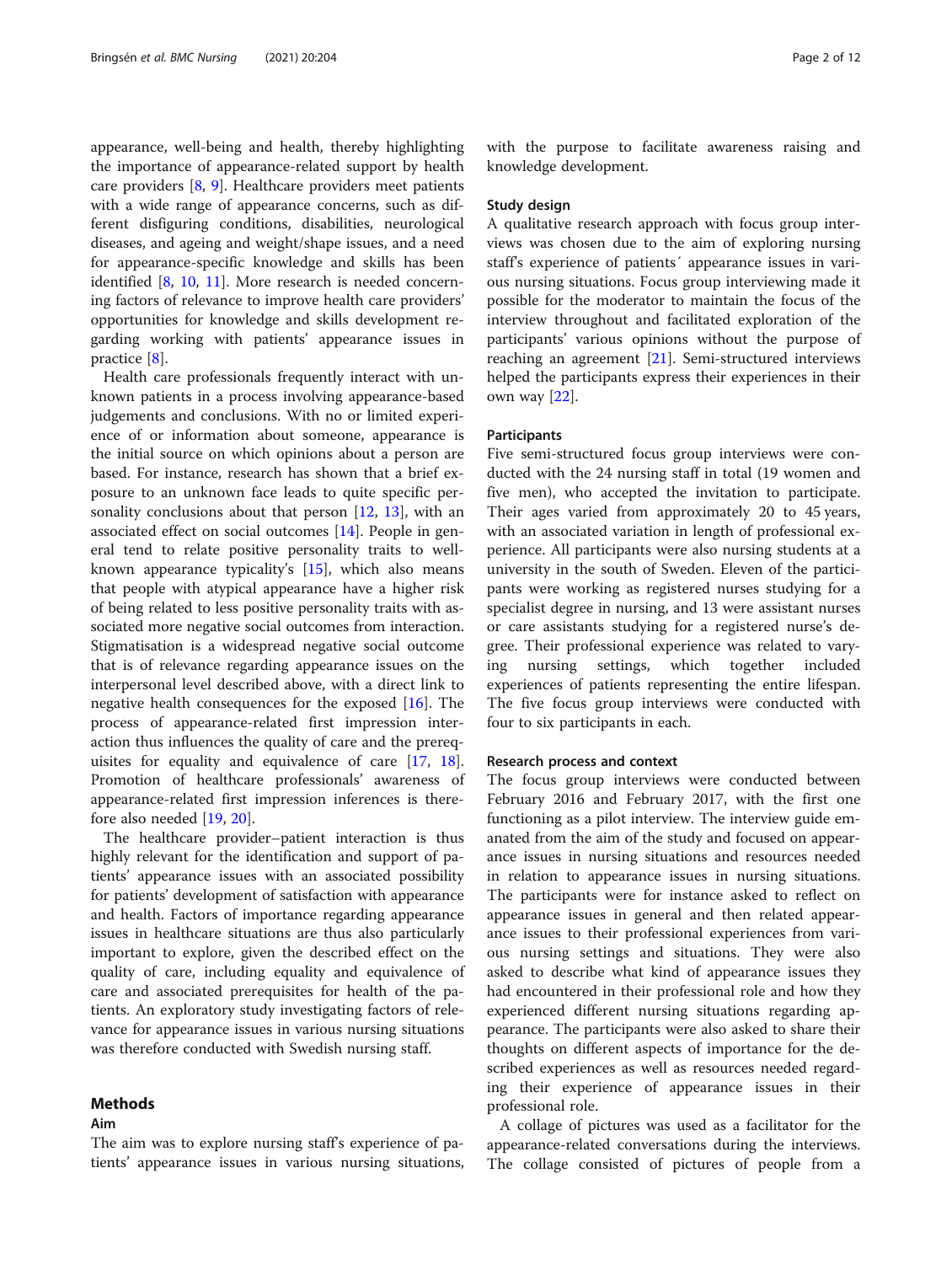appearance, well-being and health, thereby highlighting the importance of appearance-related support by health care providers [8, 9]. Healthcare providers meet patients with a wide range of appearance concerns, such as different disfiguring conditions, disabilities, neurological diseases, and ageing and weight/shape issues, and a need for appearance-specific knowledge and skills has been identified [8, 10, 11]. More research is needed concerning factors of relevance to improve health care providers' opportunities for knowledge and skills development regarding working with patients' appearance issues in practice [8].

Health care professionals frequently interact with unknown patients in a process involving appearance-based judgements and conclusions. With no or limited experience of or information about someone, appearance is the initial source on which opinions about a person are based. For instance, research has shown that a brief exposure to an unknown face leads to quite specific personality conclusions about that person [12, 13], with an associated effect on social outcomes [14]. People in general tend to relate positive personality traits to well-known appearance typicality's [15], which also means that people with atypical appearance have a higher risk of being related to less positive personality traits with associated more negative social outcomes from interaction. Stigmatisation is a widespread negative social outcome that is of relevance regarding appearance issues on the interpersonal level described above, with a direct link to negative health consequences for the exposed [16]. The process of appearance-related first impression interaction thus influences the quality of care and the prerequisites for equality and equivalence of care [17, 18]. Promotion of healthcare professionals' awareness of appearance-related first impression inferences is therefore also needed [19, 20].

The healthcare provider–patient interaction is thus highly relevant for the identification and support of patients' appearance issues with an associated possibility for patients' development of satisfaction with appearance and health. Factors of importance regarding appearance issues in healthcare situations are thus also particularly important to explore, given the described effect on the quality of care, including equality and equivalence of care and associated prerequisites for health of the patients. An exploratory study investigating factors of relevance for appearance issues in various nursing situations was therefore conducted with Swedish nursing staff.

## Methods

### Aim

The aim was to explore nursing staff's experience of patients' appearance issues in various nursing situations, with the purpose to facilitate awareness raising and knowledge development.

### Study design

A qualitative research approach with focus group interviews was chosen due to the aim of exploring nursing staff's experience of patients´ appearance issues in various nursing situations. Focus group interviewing made it possible for the moderator to maintain the focus of the interview throughout and facilitated exploration of the participants' various opinions without the purpose of reaching an agreement [21]. Semi-structured interviews helped the participants express their experiences in their own way [22].

### Participants

Five semi-structured focus group interviews were conducted with the 24 nursing staff in total (19 women and five men), who accepted the invitation to participate. Their ages varied from approximately 20 to 45 years, with an associated variation in length of professional experience. All participants were also nursing students at a university in the south of Sweden. Eleven of the participants were working as registered nurses studying for a specialist degree in nursing, and 13 were assistant nurses or care assistants studying for a registered nurse's degree. Their professional experience was related to varying nursing settings, which together included experiences of patients representing the entire lifespan. The five focus group interviews were conducted with four to six participants in each.

### Research process and context

The focus group interviews were conducted between February 2016 and February 2017, with the first one functioning as a pilot interview. The interview guide emanated from the aim of the study and focused on appearance issues in nursing situations and resources needed in relation to appearance issues in nursing situations. The participants were for instance asked to reflect on appearance issues in general and then related appearance issues to their professional experiences from various nursing settings and situations. They were also asked to describe what kind of appearance issues they had encountered in their professional role and how they experienced different nursing situations regarding appearance. The participants were also asked to share their thoughts on different aspects of importance for the described experiences as well as resources needed regarding their experience of appearance issues in their professional role.

A collage of pictures was used as a facilitator for the appearance-related conversations during the interviews. The collage consisted of pictures of people from a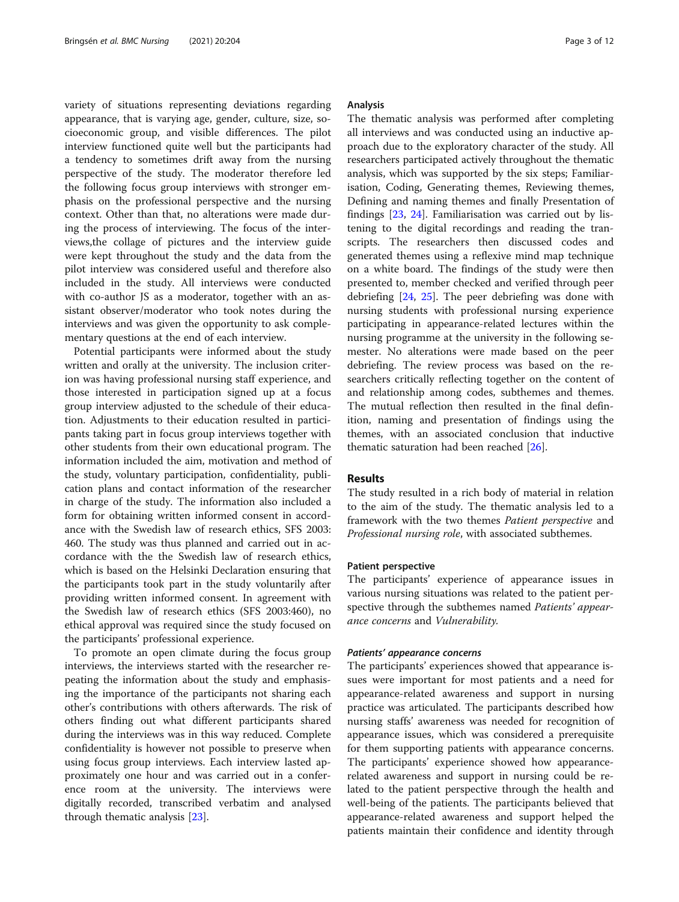variety of situations representing deviations regarding appearance, that is varying age, gender, culture, size, socioeconomic group, and visible differences. The pilot interview functioned quite well but the participants had a tendency to sometimes drift away from the nursing perspective of the study. The moderator therefore led the following focus group interviews with stronger emphasis on the professional perspective and the nursing context. Other than that, no alterations were made during the process of interviewing. The focus of the interviews,the collage of pictures and the interview guide were kept throughout the study and the data from the pilot interview was considered useful and therefore also included in the study. All interviews were conducted with co-author JS as a moderator, together with an assistant observer/moderator who took notes during the interviews and was given the opportunity to ask complementary questions at the end of each interview.

Potential participants were informed about the study written and orally at the university. The inclusion criterion was having professional nursing staff experience, and those interested in participation signed up at a focus group interview adjusted to the schedule of their education. Adjustments to their education resulted in participants taking part in focus group interviews together with other students from their own educational program. The information included the aim, motivation and method of the study, voluntary participation, confidentiality, publication plans and contact information of the researcher in charge of the study. The information also included a form for obtaining written informed consent in accordance with the Swedish law of research ethics, SFS 2003: 460. The study was thus planned and carried out in accordance with the the Swedish law of research ethics, which is based on the Helsinki Declaration ensuring that the participants took part in the study voluntarily after providing written informed consent. In agreement with the Swedish law of research ethics (SFS 2003:460), no ethical approval was required since the study focused on the participants' professional experience.

To promote an open climate during the focus group interviews, the interviews started with the researcher repeating the information about the study and emphasising the importance of the participants not sharing each other's contributions with others afterwards. The risk of others finding out what different participants shared during the interviews was in this way reduced. Complete confidentiality is however not possible to preserve when using focus group interviews. Each interview lasted approximately one hour and was carried out in a conference room at the university. The interviews were digitally recorded, transcribed verbatim and analysed through thematic analysis [23].

### Analysis

The thematic analysis was performed after completing all interviews and was conducted using an inductive approach due to the exploratory character of the study. All researchers participated actively throughout the thematic analysis, which was supported by the six steps; Familiarisation, Coding, Generating themes, Reviewing themes, Defining and naming themes and finally Presentation of findings [23, 24]. Familiarisation was carried out by listening to the digital recordings and reading the transcripts. The researchers then discussed codes and generated themes using a reflexive mind map technique on a white board. The findings of the study were then presented to, member checked and verified through peer debriefing [24, 25]. The peer debriefing was done with nursing students with professional nursing experience participating in appearance-related lectures within the nursing programme at the university in the following semester. No alterations were made based on the peer debriefing. The review process was based on the researchers critically reflecting together on the content of and relationship among codes, subthemes and themes. The mutual reflection then resulted in the final definition, naming and presentation of findings using the themes, with an associated conclusion that inductive thematic saturation had been reached [26].

## Results

The study resulted in a rich body of material in relation to the aim of the study. The thematic analysis led to a framework with the two themes *Patient perspective* and *Professional nursing role*, with associated subthemes.

### Patient perspective

The participants' experience of appearance issues in various nursing situations was related to the patient perspective through the subthemes named *Patients' appearance concerns* and *Vulnerability.*

#### *Patients' appearance concerns*

The participants' experiences showed that appearance issues were important for most patients and a need for appearance-related awareness and support in nursing practice was articulated. The participants described how nursing staffs' awareness was needed for recognition of appearance issues, which was considered a prerequisite for them supporting patients with appearance concerns. The participants' experience showed how appearance-related awareness and support in nursing could be related to the patient perspective through the health and well-being of the patients. The participants believed that appearance-related awareness and support helped the patients maintain their confidence and identity through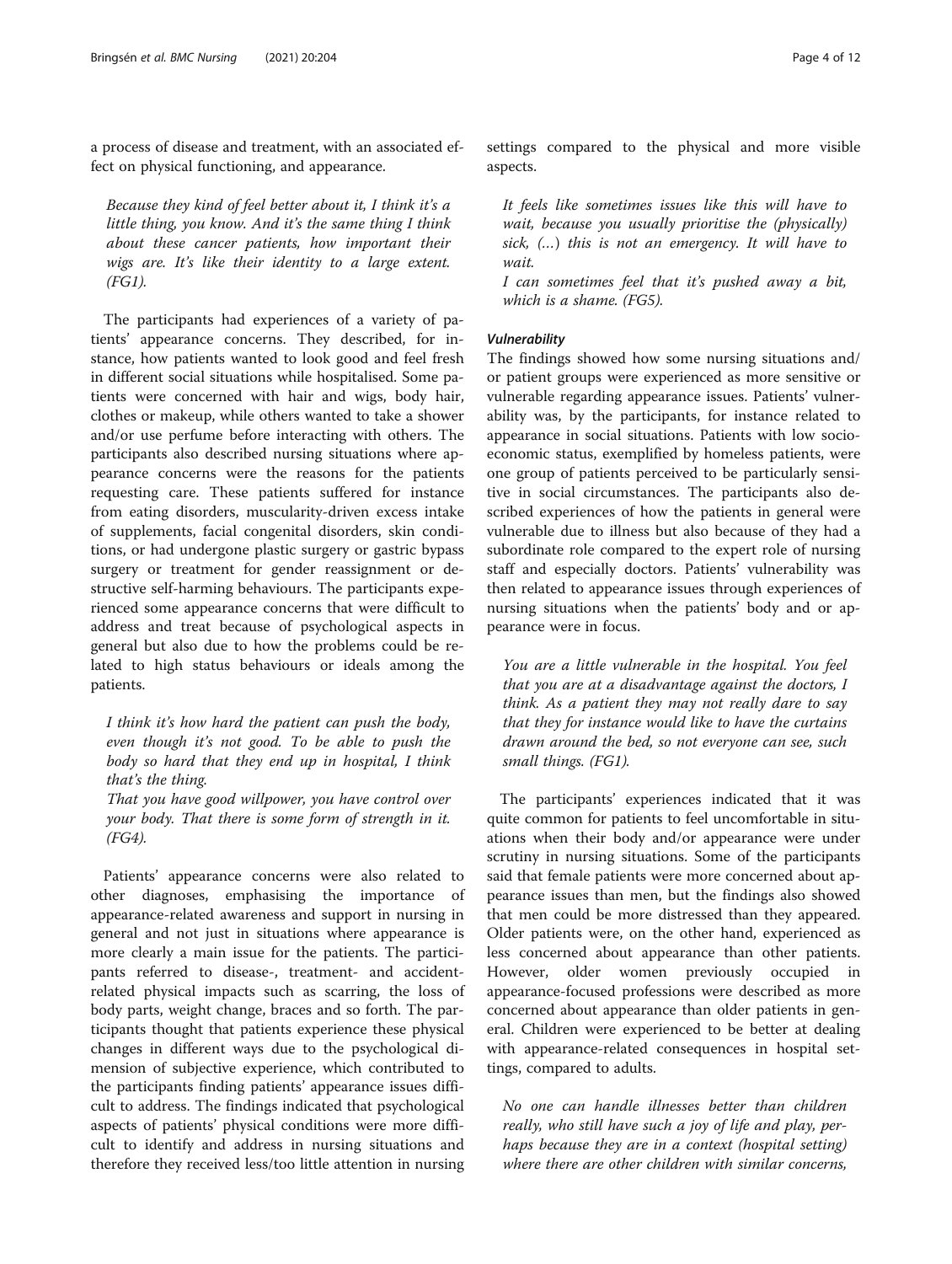a process of disease and treatment, with an associated effect on physical functioning, and appearance.

> *Because they kind of feel better about it, I think it's a little thing, you know. And it's the same thing I think about these cancer patients, how important their wigs are. It's like their identity to a large extent. (FG1).*

The participants had experiences of a variety of patients' appearance concerns. They described, for instance, how patients wanted to look good and feel fresh in different social situations while hospitalised. Some patients were concerned with hair and wigs, body hair, clothes or makeup, while others wanted to take a shower and/or use perfume before interacting with others. The participants also described nursing situations where appearance concerns were the reasons for the patients requesting care. These patients suffered for instance from eating disorders, muscularity-driven excess intake of supplements, facial congenital disorders, skin conditions, or had undergone plastic surgery or gastric bypass surgery or treatment for gender reassignment or destructive self-harming behaviours. The participants experienced some appearance concerns that were difficult to address and treat because of psychological aspects in general but also due to how the problems could be related to high status behaviours or ideals among the patients.

> *I think it's how hard the patient can push the body, even though it's not good. To be able to push the body so hard that they end up in hospital, I think that's the thing.*
> *That you have good willpower, you have control over your body. That there is some form of strength in it. (FG4).*

Patients' appearance concerns were also related to other diagnoses, emphasising the importance of appearance-related awareness and support in nursing in general and not just in situations where appearance is more clearly a main issue for the patients. The participants referred to disease-, treatment- and accident-related physical impacts such as scarring, the loss of body parts, weight change, braces and so forth. The participants thought that patients experience these physical changes in different ways due to the psychological dimension of subjective experience, which contributed to the participants finding patients' appearance issues difficult to address. The findings indicated that psychological aspects of patients' physical conditions were more difficult to identify and address in nursing situations and therefore they received less/too little attention in nursing settings compared to the physical and more visible aspects.

> *It feels like sometimes issues like this will have to wait, because you usually prioritise the (physically) sick, (…) this is not an emergency. It will have to wait.*
> *I can sometimes feel that it's pushed away a bit, which is a shame. (FG5).*

#### *Vulnerability*

The findings showed how some nursing situations and/or patient groups were experienced as more sensitive or vulnerable regarding appearance issues. Patients' vulnerability was, by the participants, for instance related to appearance in social situations. Patients with low socio-economic status, exemplified by homeless patients, were one group of patients perceived to be particularly sensitive in social circumstances. The participants also described experiences of how the patients in general were vulnerable due to illness but also because of they had a subordinate role compared to the expert role of nursing staff and especially doctors. Patients' vulnerability was then related to appearance issues through experiences of nursing situations when the patients' body and or appearance were in focus.

> *You are a little vulnerable in the hospital. You feel that you are at a disadvantage against the doctors, I think. As a patient they may not really dare to say that they for instance would like to have the curtains drawn around the bed, so not everyone can see, such small things. (FG1).*

The participants' experiences indicated that it was quite common for patients to feel uncomfortable in situations when their body and/or appearance were under scrutiny in nursing situations. Some of the participants said that female patients were more concerned about appearance issues than men, but the findings also showed that men could be more distressed than they appeared. Older patients were, on the other hand, experienced as less concerned about appearance than other patients. However, older women previously occupied in appearance-focused professions were described as more concerned about appearance than older patients in general. Children were experienced to be better at dealing with appearance-related consequences in hospital settings, compared to adults.

> *No one can handle illnesses better than children really, who still have such a joy of life and play, perhaps because they are in a context (hospital setting) where there are other children with similar concerns,*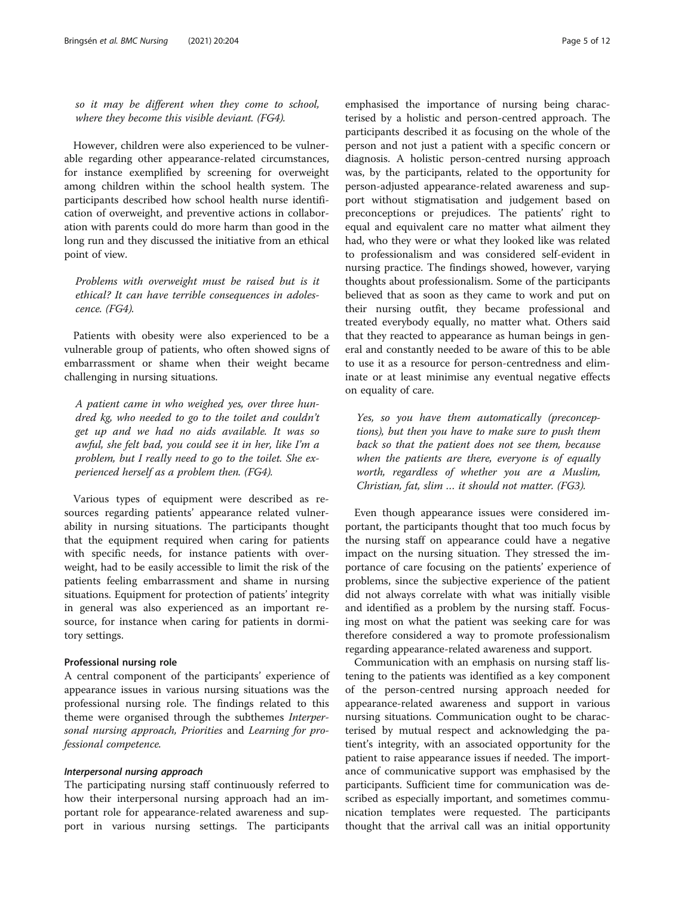*so it may be different when they come to school, where they become this visible deviant. (FG4).*

However, children were also experienced to be vulnerable regarding other appearance-related circumstances, for instance exemplified by screening for overweight among children within the school health system. The participants described how school health nurse identification of overweight, and preventive actions in collaboration with parents could do more harm than good in the long run and they discussed the initiative from an ethical point of view.

*Problems with overweight must be raised but is it ethical? It can have terrible consequences in adolescence. (FG4).*

Patients with obesity were also experienced to be a vulnerable group of patients, who often showed signs of embarrassment or shame when their weight became challenging in nursing situations.

*A patient came in who weighed yes, over three hundred kg, who needed to go to the toilet and couldn't get up and we had no aids available. It was so awful, she felt bad, you could see it in her, like I'm a problem, but I really need to go to the toilet. She experienced herself as a problem then. (FG4).*

Various types of equipment were described as resources regarding patients' appearance related vulnerability in nursing situations. The participants thought that the equipment required when caring for patients with specific needs, for instance patients with overweight, had to be easily accessible to limit the risk of the patients feeling embarrassment and shame in nursing situations. Equipment for protection of patients' integrity in general was also experienced as an important resource, for instance when caring for patients in dormitory settings.

### Professional nursing role

A central component of the participants' experience of appearance issues in various nursing situations was the professional nursing role. The findings related to this theme were organised through the subthemes *Interpersonal nursing approach*, *Priorities* and *Learning for professional competence.*

#### *Interpersonal nursing approach*

The participating nursing staff continuously referred to how their interpersonal nursing approach had an important role for appearance-related awareness and support in various nursing settings. The participants emphasised the importance of nursing being characterised by a holistic and person-centred approach. The participants described it as focusing on the whole of the person and not just a patient with a specific concern or diagnosis. A holistic person-centred nursing approach was, by the participants, related to the opportunity for person-adjusted appearance-related awareness and support without stigmatisation and judgement based on preconceptions or prejudices. The patients' right to equal and equivalent care no matter what ailment they had, who they were or what they looked like was related to professionalism and was considered self-evident in nursing practice. The findings showed, however, varying thoughts about professionalism. Some of the participants believed that as soon as they came to work and put on their nursing outfit, they became professional and treated everybody equally, no matter what. Others said that they reacted to appearance as human beings in general and constantly needed to be aware of this to be able to use it as a resource for person-centredness and eliminate or at least minimise any eventual negative effects on equality of care.

*Yes, so you have them automatically (preconceptions), but then you have to make sure to push them back so that the patient does not see them, because when the patients are there, everyone is of equally worth, regardless of whether you are a Muslim, Christian, fat, slim … it should not matter. (FG3).*

Even though appearance issues were considered important, the participants thought that too much focus by the nursing staff on appearance could have a negative impact on the nursing situation. They stressed the importance of care focusing on the patients' experience of problems, since the subjective experience of the patient did not always correlate with what was initially visible and identified as a problem by the nursing staff. Focusing most on what the patient was seeking care for was therefore considered a way to promote professionalism regarding appearance-related awareness and support.

Communication with an emphasis on nursing staff listening to the patients was identified as a key component of the person-centred nursing approach needed for appearance-related awareness and support in various nursing situations. Communication ought to be characterised by mutual respect and acknowledging the patient's integrity, with an associated opportunity for the patient to raise appearance issues if needed. The importance of communicative support was emphasised by the participants. Sufficient time for communication was described as especially important, and sometimes communication templates were requested. The participants thought that the arrival call was an initial opportunity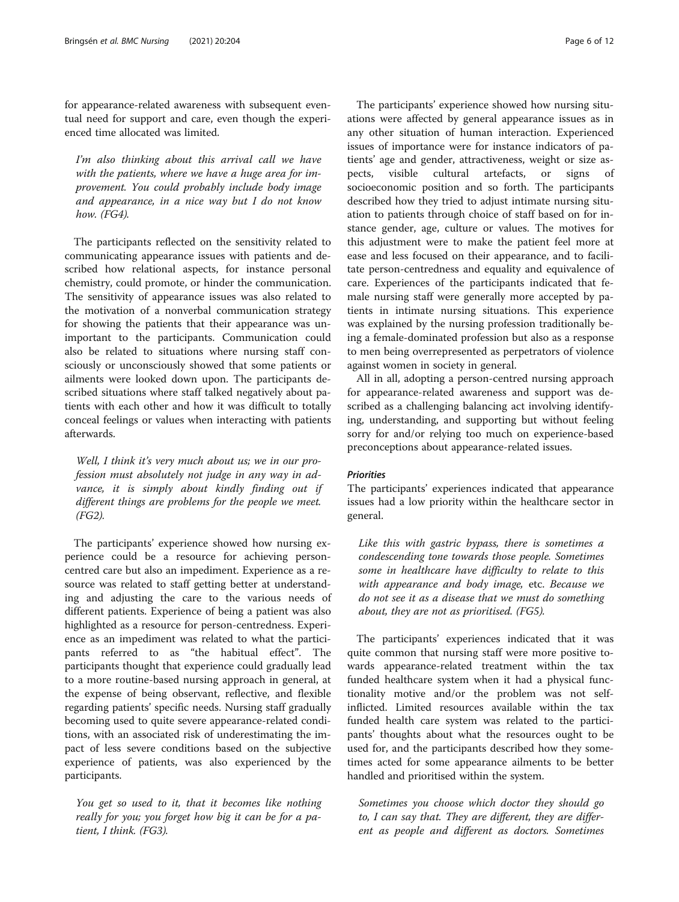for appearance-related awareness with subsequent eventual need for support and care, even though the experienced time allocated was limited.

*I'm also thinking about this arrival call we have with the patients, where we have a huge area for improvement. You could probably include body image and appearance, in a nice way but I do not know how. (FG4).*

The participants reflected on the sensitivity related to communicating appearance issues with patients and described how relational aspects, for instance personal chemistry, could promote, or hinder the communication. The sensitivity of appearance issues was also related to the motivation of a nonverbal communication strategy for showing the patients that their appearance was unimportant to the participants. Communication could also be related to situations where nursing staff consciously or unconsciously showed that some patients or ailments were looked down upon. The participants described situations where staff talked negatively about patients with each other and how it was difficult to totally conceal feelings or values when interacting with patients afterwards.

*Well, I think it's very much about us; we in our profession must absolutely not judge in any way in advance, it is simply about kindly finding out if different things are problems for the people we meet. (FG2).*

The participants' experience showed how nursing experience could be a resource for achieving person-centred care but also an impediment. Experience as a resource was related to staff getting better at understanding and adjusting the care to the various needs of different patients. Experience of being a patient was also highlighted as a resource for person-centredness. Experience as an impediment was related to what the participants referred to as "the habitual effect". The participants thought that experience could gradually lead to a more routine-based nursing approach in general, at the expense of being observant, reflective, and flexible regarding patients' specific needs. Nursing staff gradually becoming used to quite severe appearance-related conditions, with an associated risk of underestimating the impact of less severe conditions based on the subjective experience of patients, was also experienced by the participants.

*You get so used to it, that it becomes like nothing really for you; you forget how big it can be for a patient, I think. (FG3).*

The participants' experience showed how nursing situations were affected by general appearance issues as in any other situation of human interaction. Experienced issues of importance were for instance indicators of patients' age and gender, attractiveness, weight or size aspects, visible cultural artefacts, or signs of socioeconomic position and so forth. The participants described how they tried to adjust intimate nursing situation to patients through choice of staff based on for instance gender, age, culture or values. The motives for this adjustment were to make the patient feel more at ease and less focused on their appearance, and to facilitate person-centredness and equality and equivalence of care. Experiences of the participants indicated that female nursing staff were generally more accepted by patients in intimate nursing situations. This experience was explained by the nursing profession traditionally being a female-dominated profession but also as a response to men being overrepresented as perpetrators of violence against women in society in general.

All in all, adopting a person-centred nursing approach for appearance-related awareness and support was described as a challenging balancing act involving identifying, understanding, and supporting but without feeling sorry for and/or relying too much on experience-based preconceptions about appearance-related issues.

#### *Priorities*

The participants' experiences indicated that appearance issues had a low priority within the healthcare sector in general.

*Like this with gastric bypass, there is sometimes a condescending tone towards those people. Sometimes some in healthcare have difficulty to relate to this with appearance and body image,* etc. *Because we do not see it as a disease that we must do something about, they are not as prioritised. (FG5).*

The participants' experiences indicated that it was quite common that nursing staff were more positive towards appearance-related treatment within the tax funded healthcare system when it had a physical functionality motive and/or the problem was not self-inflicted. Limited resources available within the tax funded health care system was related to the participants' thoughts about what the resources ought to be used for, and the participants described how they sometimes acted for some appearance ailments to be better handled and prioritised within the system.

*Sometimes you choose which doctor they should go to, I can say that. They are different, they are different as people and different as doctors. Sometimes*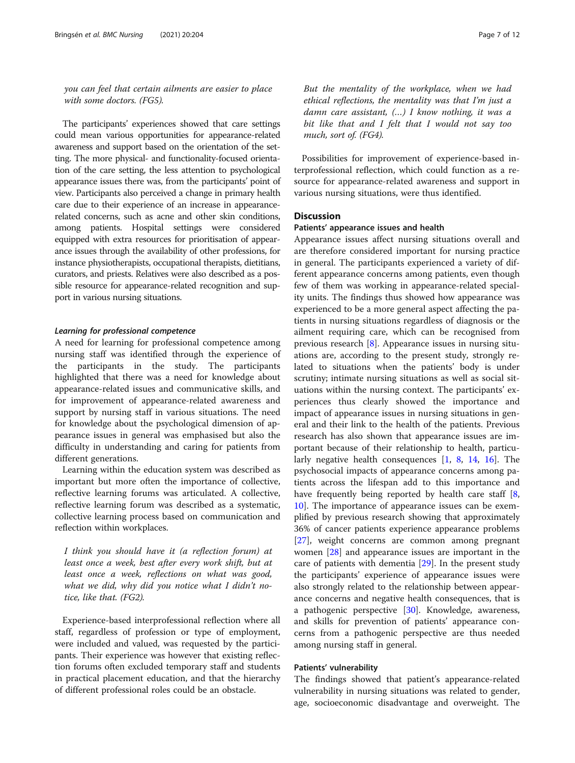*you can feel that certain ailments are easier to place with some doctors. (FG5).*

The participants' experiences showed that care settings could mean various opportunities for appearance-related awareness and support based on the orientation of the setting. The more physical- and functionality-focused orientation of the care setting, the less attention to psychological appearance issues there was, from the participants' point of view. Participants also perceived a change in primary health care due to their experience of an increase in appearance-related concerns, such as acne and other skin conditions, among patients. Hospital settings were considered equipped with extra resources for prioritisation of appearance issues through the availability of other professions, for instance physiotherapists, occupational therapists, dietitians, curators, and priests. Relatives were also described as a possible resource for appearance-related recognition and support in various nursing situations.

#### *Learning for professional competence*

A need for learning for professional competence among nursing staff was identified through the experience of the participants in the study. The participants highlighted that there was a need for knowledge about appearance-related issues and communicative skills, and for improvement of appearance-related awareness and support by nursing staff in various situations. The need for knowledge about the psychological dimension of appearance issues in general was emphasised but also the difficulty in understanding and caring for patients from different generations.

Learning within the education system was described as important but more often the importance of collective, reflective learning forums was articulated. A collective, reflective learning forum was described as a systematic, collective learning process based on communication and reflection within workplaces.

*I think you should have it (a reflection forum) at least once a week, best after every work shift, but at least once a week, reflections on what was good, what we did, why did you notice what I didn't notice, like that. (FG2).*

Experience-based interprofessional reflection where all staff, regardless of profession or type of employment, were included and valued, was requested by the participants. Their experience was however that existing reflection forums often excluded temporary staff and students in practical placement education, and that the hierarchy of different professional roles could be an obstacle.

*But the mentality of the workplace, when we had ethical reflections, the mentality was that I'm just a damn care assistant, (…) I know nothing, it was a bit like that and I felt that I would not say too much, sort of. (FG4).*

Possibilities for improvement of experience-based interprofessional reflection, which could function as a resource for appearance-related awareness and support in various nursing situations, were thus identified.

## Discussion

### Patients' appearance issues and health

Appearance issues affect nursing situations overall and are therefore considered important for nursing practice in general. The participants experienced a variety of different appearance concerns among patients, even though few of them was working in appearance-related speciality units. The findings thus showed how appearance was experienced to be a more general aspect affecting the patients in nursing situations regardless of diagnosis or the ailment requiring care, which can be recognised from previous research [8]. Appearance issues in nursing situations are, according to the present study, strongly related to situations when the patients' body is under scrutiny; intimate nursing situations as well as social situations within the nursing context. The participants' experiences thus clearly showed the importance and impact of appearance issues in nursing situations in general and their link to the health of the patients. Previous research has also shown that appearance issues are important because of their relationship to health, particularly negative health consequences [1, 8, 14, 16]. The psychosocial impacts of appearance concerns among patients across the lifespan add to this importance and have frequently being reported by health care staff [8, 10]. The importance of appearance issues can be exemplified by previous research showing that approximately 36% of cancer patients experience appearance problems [27], weight concerns are common among pregnant women [28] and appearance issues are important in the care of patients with dementia [29]. In the present study the participants' experience of appearance issues were also strongly related to the relationship between appearance concerns and negative health consequences, that is a pathogenic perspective [30]. Knowledge, awareness, and skills for prevention of patients' appearance concerns from a pathogenic perspective are thus needed among nursing staff in general.

### Patients' vulnerability

The findings showed that patient's appearance-related vulnerability in nursing situations was related to gender, age, socioeconomic disadvantage and overweight. The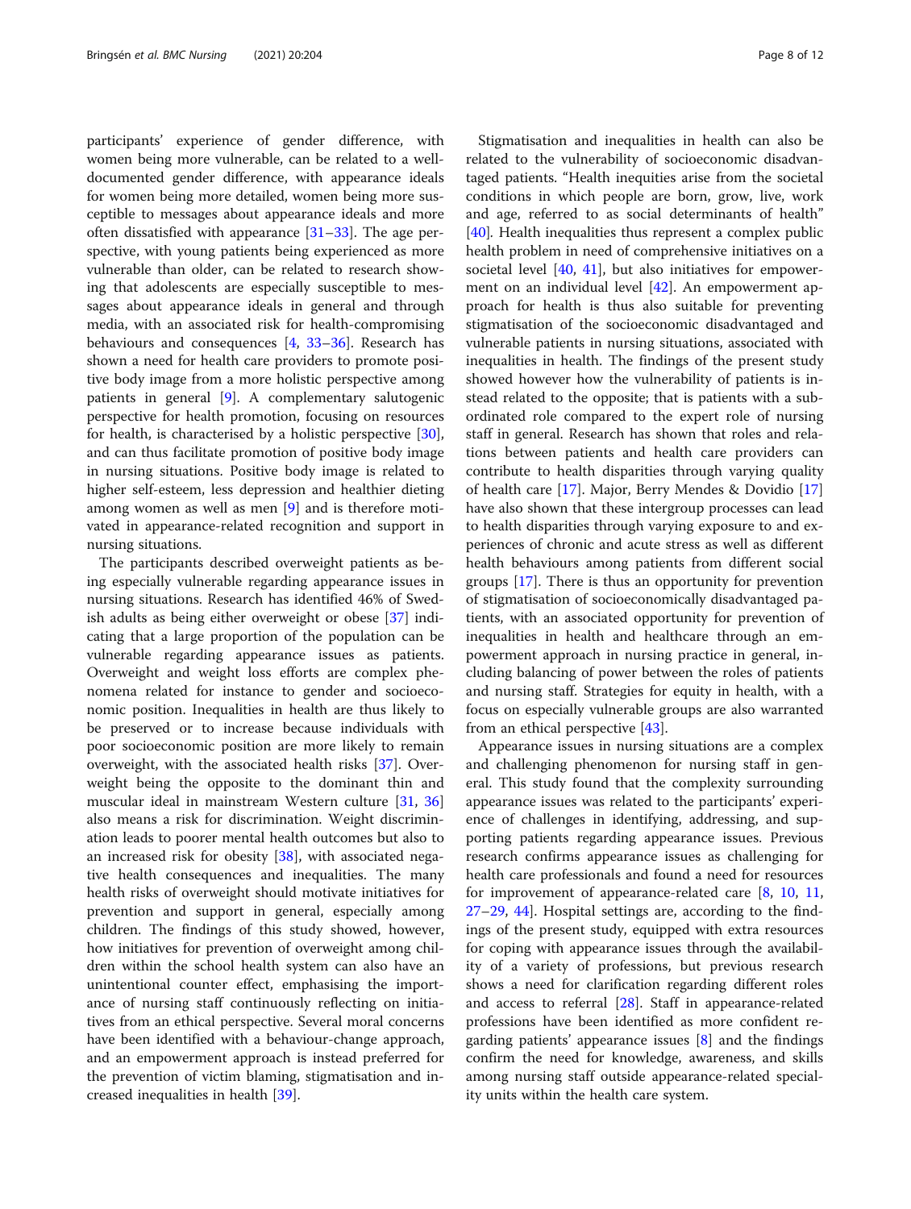participants' experience of gender difference, with women being more vulnerable, can be related to a well-documented gender difference, with appearance ideals for women being more detailed, women being more susceptible to messages about appearance ideals and more often dissatisfied with appearance [31–33]. The age perspective, with young patients being experienced as more vulnerable than older, can be related to research showing that adolescents are especially susceptible to messages about appearance ideals in general and through media, with an associated risk for health-compromising behaviours and consequences [4, 33–36]. Research has shown a need for health care providers to promote positive body image from a more holistic perspective among patients in general [9]. A complementary salutogenic perspective for health promotion, focusing on resources for health, is characterised by a holistic perspective [30], and can thus facilitate promotion of positive body image in nursing situations. Positive body image is related to higher self-esteem, less depression and healthier dieting among women as well as men [9] and is therefore motivated in appearance-related recognition and support in nursing situations.

The participants described overweight patients as being especially vulnerable regarding appearance issues in nursing situations. Research has identified 46% of Swedish adults as being either overweight or obese [37] indicating that a large proportion of the population can be vulnerable regarding appearance issues as patients. Overweight and weight loss efforts are complex phenomena related for instance to gender and socioeconomic position. Inequalities in health are thus likely to be preserved or to increase because individuals with poor socioeconomic position are more likely to remain overweight, with the associated health risks [37]. Overweight being the opposite to the dominant thin and muscular ideal in mainstream Western culture [31, 36] also means a risk for discrimination. Weight discrimination leads to poorer mental health outcomes but also to an increased risk for obesity [38], with associated negative health consequences and inequalities. The many health risks of overweight should motivate initiatives for prevention and support in general, especially among children. The findings of this study showed, however, how initiatives for prevention of overweight among children within the school health system can also have an unintentional counter effect, emphasising the importance of nursing staff continuously reflecting on initiatives from an ethical perspective. Several moral concerns have been identified with a behaviour-change approach, and an empowerment approach is instead preferred for the prevention of victim blaming, stigmatisation and increased inequalities in health [39].

Stigmatisation and inequalities in health can also be related to the vulnerability of socioeconomic disadvantaged patients. "Health inequities arise from the societal conditions in which people are born, grow, live, work and age, referred to as social determinants of health" [40]. Health inequities thus represent a complex public health problem in need of comprehensive initiatives on a societal level [40, 41], but also initiatives for empowerment on an individual level [42]. An empowerment approach for health is thus also suitable for preventing stigmatisation of the socioeconomic disadvantaged and vulnerable patients in nursing situations, associated with inequalities in health. The findings of the present study showed however how the vulnerability of patients is instead related to the opposite; that is patients with a subordinated role compared to the expert role of nursing staff in general. Research has shown that roles and relations between patients and health care providers can contribute to health disparities through varying quality of health care [17]. Major, Berry Mendes & Dovidio [17] have also shown that these intergroup processes can lead to health disparities through varying exposure to and experiences of chronic and acute stress as well as different health behaviours among patients from different social groups [17]. There is thus an opportunity for prevention of stigmatisation of socioeconomically disadvantaged patients, with an associated opportunity for prevention of inequalities in health and healthcare through an empowerment approach in nursing practice in general, including balancing of power between the roles of patients and nursing staff. Strategies for equity in health, with a focus on especially vulnerable groups are also warranted from an ethical perspective [43].

Appearance issues in nursing situations are a complex and challenging phenomenon for nursing staff in general. This study found that the complexity surrounding appearance issues was related to the participants' experience of challenges in identifying, addressing, and supporting patients regarding appearance issues. Previous research confirms appearance issues as challenging for health care professionals and found a need for resources for improvement of appearance-related care [8, 10, 11, 27–29, 44]. Hospital settings are, according to the findings of the present study, equipped with extra resources for coping with appearance issues through the availability of a variety of professions, but previous research shows a need for clarification regarding different roles and access to referral [28]. Staff in appearance-related professions have been identified as more confident regarding patients' appearance issues [8] and the findings confirm the need for knowledge, awareness, and skills among nursing staff outside appearance-related speciality units within the health care system.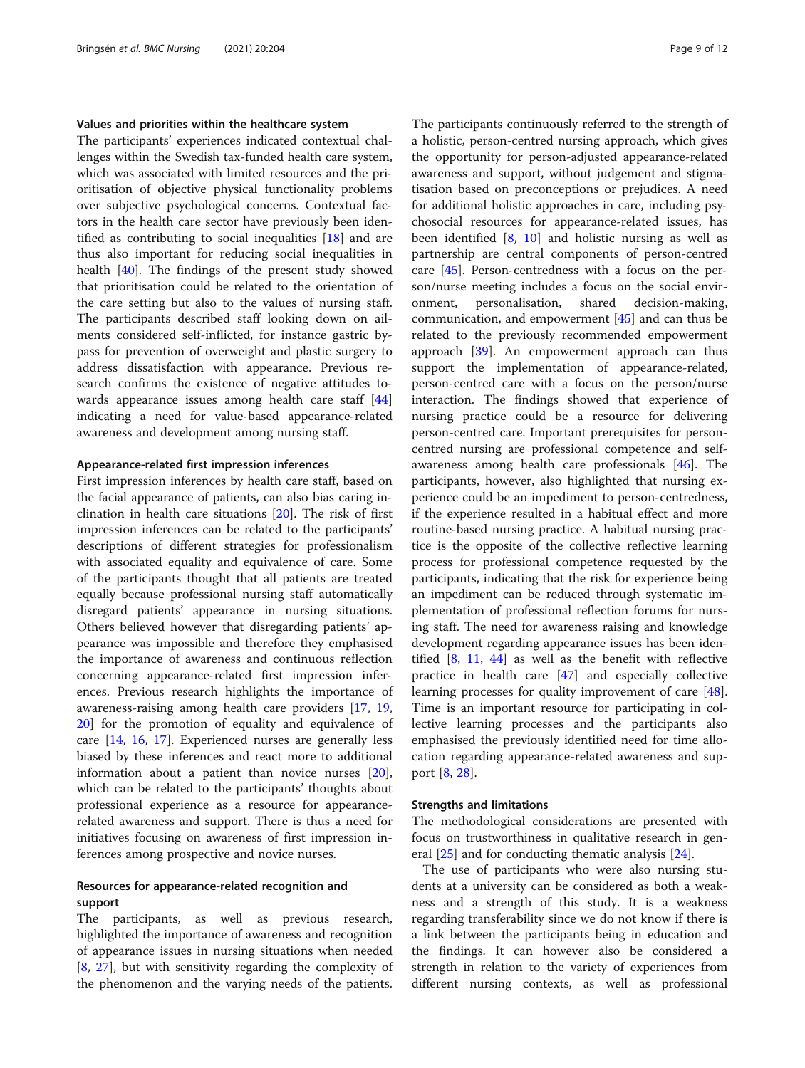### Values and priorities within the healthcare system

The participants' experiences indicated contextual challenges within the Swedish tax-funded health care system, which was associated with limited resources and the prioritisation of objective physical functionality problems over subjective psychological concerns. Contextual factors in the health care sector have previously been identified as contributing to social inequalities [18] and are thus also important for reducing social inequalities in health [40]. The findings of the present study showed that prioritisation could be related to the orientation of the care setting but also to the values of nursing staff. The participants described staff looking down on ailments considered self-inflicted, for instance gastric bypass for prevention of overweight and plastic surgery to address dissatisfaction with appearance. Previous research confirms the existence of negative attitudes towards appearance issues among health care staff [44] indicating a need for value-based appearance-related awareness and development among nursing staff.

### Appearance-related first impression inferences

First impression inferences by health care staff, based on the facial appearance of patients, can also bias caring inclination in health care situations [20]. The risk of first impression inferences can be related to the participants' descriptions of different strategies for professionalism with associated equality and equivalence of care. Some of the participants thought that all patients are treated equally because professional nursing staff automatically disregard patients' appearance in nursing situations. Others believed however that disregarding patients' appearance was impossible and therefore they emphasised the importance of awareness and continuous reflection concerning appearance-related first impression inferences. Previous research highlights the importance of awareness-raising among health care providers [17, 19, 20] for the promotion of equality and equivalence of care [14, 16, 17]. Experienced nurses are generally less biased by these inferences and react more to additional information about a patient than novice nurses [20], which can be related to the participants' thoughts about professional experience as a resource for appearance-related awareness and support. There is thus a need for initiatives focusing on awareness of first impression inferences among prospective and novice nurses.

### Resources for appearance-related recognition and support

The participants, as well as previous research, highlighted the importance of awareness and recognition of appearance issues in nursing situations when needed [8, 27], but with sensitivity regarding the complexity of the phenomenon and the varying needs of the patients. The participants continuously referred to the strength of a holistic, person-centred nursing approach, which gives the opportunity for person-adjusted appearance-related awareness and support, without judgement and stigmatisation based on preconceptions or prejudices. A need for additional holistic approaches in care, including psychosocial resources for appearance-related issues, has been identified [8, 10] and holistic nursing as well as partnership are central components of person-centred care [45]. Person-centredness with a focus on the person/nurse meeting includes a focus on the social environment, personalisation, shared decision-making, communication, and empowerment [45] and can thus be related to the previously recommended empowerment approach [39]. An empowerment approach can thus support the implementation of appearance-related, person-centred care with a focus on the person/nurse interaction. The findings showed that experience of nursing practice could be a resource for delivering person-centred care. Important prerequisites for person-centred nursing are professional competence and self-awareness among health care professionals [46]. The participants, however, also highlighted that nursing experience could be an impediment to person-centredness, if the experience resulted in a habitual effect and more routine-based nursing practice. A habitual nursing practice is the opposite of the collective reflective learning process for professional competence requested by the participants, indicating that the risk for experience being an impediment can be reduced through systematic implementation of professional reflection forums for nursing staff. The need for awareness raising and knowledge development regarding appearance issues has been identified [8, 11, 44] as well as the benefit with reflective practice in health care [47] and especially collective learning processes for quality improvement of care [48]. Time is an important resource for participating in collective learning processes and the participants also emphasised the previously identified need for time allocation regarding appearance-related awareness and support [8, 28].

### Strengths and limitations

The methodological considerations are presented with focus on trustworthiness in qualitative research in general [25] and for conducting thematic analysis [24].

The use of participants who were also nursing students at a university can be considered as both a weakness and a strength of this study. It is a weakness regarding transferability since we do not know if there is a link between the participants being in education and the findings. It can however also be considered a strength in relation to the variety of experiences from different nursing contexts, as well as professional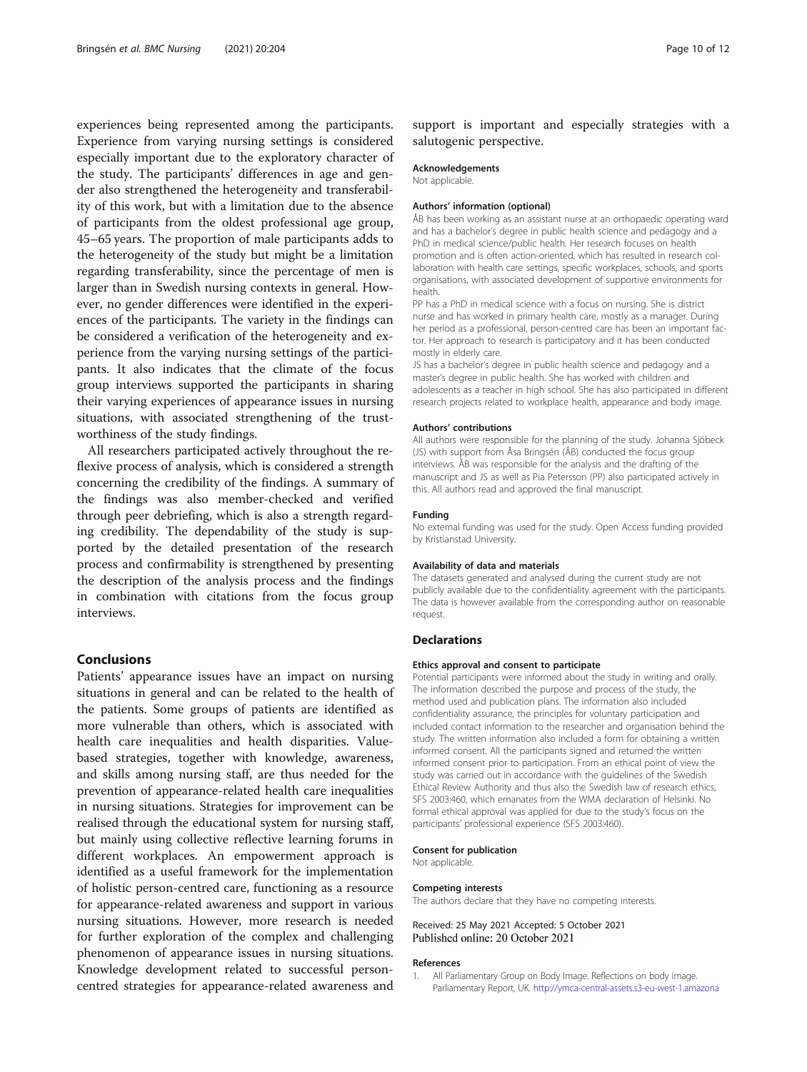experiences being represented among the participants. Experience from varying nursing settings is considered especially important due to the exploratory character of the study. The participants' differences in age and gender also strengthened the heterogeneity and transferability of this work, but with a limitation due to the absence of participants from the oldest professional age group, 45–65 years. The proportion of male participants adds to the heterogeneity of the study but might be a limitation regarding transferability, since the percentage of men is larger than in Swedish nursing contexts in general. However, no gender differences were identified in the experiences of the participants. The variety in the findings can be considered a verification of the heterogeneity and experience from the varying nursing settings of the participants. It also indicates that the climate of the focus group interviews supported the participants in sharing their varying experiences of appearance issues in nursing situations, with associated strengthening of the trustworthiness of the study findings.

All researchers participated actively throughout the reflexive process of analysis, which is considered a strength concerning the credibility of the findings. A summary of the findings was also member-checked and verified through peer debriefing, which is also a strength regarding credibility. The dependability of the study is supported by the detailed presentation of the research process and confirmability is strengthened by presenting the description of the analysis process and the findings in combination with citations from the focus group interviews.

## Conclusions

Patients' appearance issues have an impact on nursing situations in general and can be related to the health of the patients. Some groups of patients are identified as more vulnerable than others, which is associated with health care inequalities and health disparities. Value-based strategies, together with knowledge, awareness, and skills among nursing staff, are thus needed for the prevention of appearance-related health care inequalities in nursing situations. Strategies for improvement can be realised through the educational system for nursing staff, but mainly using collective reflective learning forums in different workplaces. An empowerment approach is identified as a useful framework for the implementation of holistic person-centred care, functioning as a resource for appearance-related awareness and support in various nursing situations. However, more research is needed for further exploration of the complex and challenging phenomenon of appearance issues in nursing situations. Knowledge development related to successful person-centred strategies for appearance-related awareness and support is important and especially strategies with a salutogenic perspective.

#### Acknowledgements

Not applicable.

#### Authors' information (optional)

ÅB has been working as an assistant nurse at an orthopaedic operating ward and has a bachelor's degree in public health science and pedagogy and a PhD in medical science/public health. Her research focuses on health promotion and is often action-oriented, which has resulted in research collaboration with health care settings, specific workplaces, schools, and sports organisations, with associated development of supportive environments for health.

PP has a PhD in medical science with a focus on nursing. She is district nurse and has worked in primary health care, mostly as a manager. During her period as a professional, person-centred care has been an important factor. Her approach to research is participatory and it has been conducted mostly in elderly care.

JS has a bachelor's degree in public health science and pedagogy and a master's degree in public health. She has worked with children and adolescents as a teacher in high school. She has also participated in different research projects related to workplace health, appearance and body image.

#### Authors' contributions

All authors were responsible for the planning of the study. Johanna Sjöbeck (JS) with support from Åsa Bringsén (ÅB) conducted the focus group interviews. ÅB was responsible for the analysis and the drafting of the manuscript and JS as well as Pia Petersson (PP) also participated actively in this. All authors read and approved the final manuscript.

#### Funding

No external funding was used for the study. Open Access funding provided by Kristianstad University.

#### Availability of data and materials

The datasets generated and analysed during the current study are not publicly available due to the confidentiality agreement with the participants. The data is however available from the corresponding author on reasonable request.

### Declarations

#### Ethics approval and consent to participate

Potential participants were informed about the study in writing and orally. The information described the purpose and process of the study, the method used and publication plans. The information also included confidentiality assurance, the principles for voluntary participation and included contact information to the researcher and organisation behind the study. The written information also included a form for obtaining a written informed consent. All the participants signed and returned the written informed consent prior to participation. From an ethical point of view the study was carried out in accordance with the guidelines of the Swedish Ethical Review Authority and thus also the Swedish law of research ethics, SFS 2003:460, which emanates from the WMA declaration of Helsinki. No formal ethical approval was applied for due to the study's focus on the participants' professional experience (SFS 2003:460).

#### Consent for publication

Not applicable.

#### Competing interests

The authors declare that they have no competing interests.

Received: 25 May 2021 Accepted: 5 October 2021
Published online: 20 October 2021

#### References

1. All Parliamentary Group on Body Image. Reflections on body image. Parliamentary Report, UK. http://ymca-central-assets.s3-eu-west-1.amazona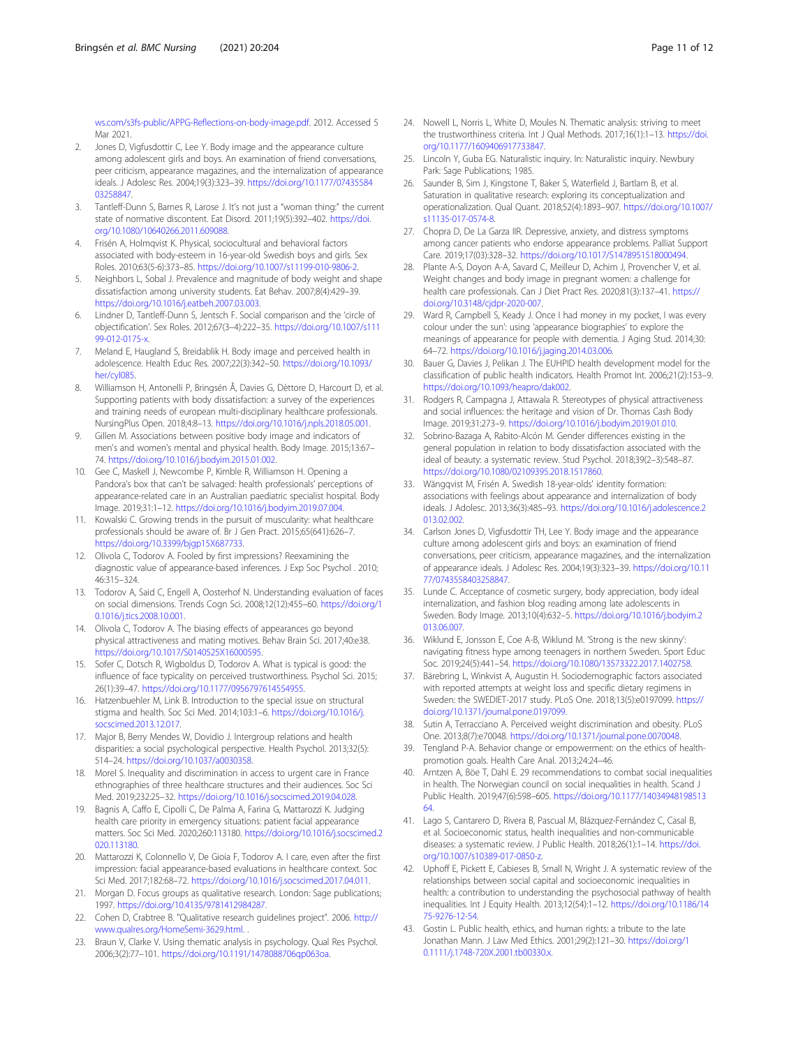ws.com/s3fs-public/APPG-Reflections-on-body-image.pdf. 2012. Accessed 5 Mar 2021.

2. Jones D, Vigfusdottir C, Lee Y. Body image and the appearance culture among adolescent girls and boys. An examination of friend conversations, peer criticism, appearance magazines, and the internalization of appearance ideals. J Adolesc Res. 2004;19(3):323–39. https://doi.org/10.1177/0743558403258847.
3. Tantleff-Dunn S, Barnes R, Larose J. It's not just a "woman thing:" the current state of normative discontent. Eat Disord. 2011;19(5):392–402. https://doi.org/10.1080/10640266.2011.609088.
4. Frisén A, Holmqvist K. Physical, sociocultural and behavioral factors associated with body-esteem in 16-year-old Swedish boys and girls. Sex Roles. 2010;63(5-6):373–85. https://doi.org/10.1007/s11199-010-9806-2.
5. Neighbors L, Sobal J. Prevalence and magnitude of body weight and shape dissatisfaction among university students. Eat Behav. 2007;8(4):429–39. https://doi.org/10.1016/j.eatbeh.2007.03.003.
6. Lindner D, Tantleff-Dunn S, Jentsch F. Social comparison and the 'circle of objectification'. Sex Roles. 2012;67(3–4):222–35. https://doi.org/10.1007/s11199-012-0175-x.
7. Meland E, Haugland S, Breidablik H. Body image and perceived health in adolescence. Health Educ Res. 2007;22(3):342–50. https://doi.org/10.1093/her/cyl085.
8. Williamson H, Antonelli P, Bringsén Å, Davies G, Dèttore D, Harcourt D, et al. Supporting patients with body dissatisfaction: a survey of the experiences and training needs of european multi-disciplinary healthcare professionals. NursingPlus Open. 2018;4:8–13. https://doi.org/10.1016/j.npls.2018.05.001.
9. Gillen M. Associations between positive body image and indicators of men's and women's mental and physical health. Body Image. 2015;13:67–74. https://doi.org/10.1016/j.bodyim.2015.01.002.
10. Gee C, Maskell J, Newcombe P, Kimble R, Williamson H. Opening a Pandora's box that can't be salvaged: health professionals' perceptions of appearance-related care in an Australian paediatric specialist hospital. Body Image. 2019;31:1–12. https://doi.org/10.1016/j.bodyim.2019.07.004.
11. Kowalski C. Growing trends in the pursuit of muscularity: what healthcare professionals should be aware of. Br J Gen Pract. 2015;65(641):626–7. https://doi.org/10.3399/bjgp15X687733.
12. Olivola C, Todorov A. Fooled by first impressions? Reexamining the diagnostic value of appearance-based inferences. J Exp Soc Psychol . 2010; 46:315–324.
13. Todorov A, Said C, Engell A, Oosterhof N. Understanding evaluation of faces on social dimensions. Trends Cogn Sci. 2008;12(12):455–60. https://doi.org/10.1016/j.tics.2008.10.001.
14. Olivola C, Todorov A. The biasing effects of appearances go beyond physical attractiveness and mating motives. Behav Brain Sci. 2017;40:e38. https://doi.org/10.1017/S0140525X16000595.
15. Sofer C, Dotsch R, Wigboldus D, Todorov A. What is typical is good: the influence of face typicality on perceived trustworthiness. Psychol Sci. 2015; 26(1):39–47. https://doi.org/10.1177/0956797614554955.
16. Hatzenbuehler M, Link B. Introduction to the special issue on structural stigma and health. Soc Sci Med. 2014;103:1–6. https://doi.org/10.1016/j.socscimed.2013.12.017.
17. Major B, Berry Mendes W, Dovidio J. Intergroup relations and health disparities: a social psychological perspective. Health Psychol. 2013;32(5): 514–24. https://doi.org/10.1037/a0030358.
18. Morel S. Inequality and discrimination in access to urgent care in France ethnographies of three healthcare structures and their audiences. Soc Sci Med. 2019;232:25–32. https://doi.org/10.1016/j.socscimed.2019.04.028.
19. Bagnis A, Caffo E, Cipolli C, De Palma A, Farina G, Mattarozzi K. Judging health care priority in emergency situations: patient facial appearance matters. Soc Sci Med. 2020;260:113180. https://doi.org/10.1016/j.socscimed.2020.113180.
20. Mattarozzi K, Colonnello V, De Gioia F, Todorov A. I care, even after the first impression: facial appearance-based evaluations in healthcare context. Soc Sci Med. 2017;182:68–72. https://doi.org/10.1016/j.socscimed.2017.04.011.
21. Morgan D. Focus groups as qualitative research. London: Sage publications; 1997. https://doi.org/10.4135/9781412984287.
22. Cohen D, Crabtree B. "Qualitative research guidelines project". 2006. http://www.qualres.org/HomeSemi-3629.html. .
23. Braun V, Clarke V. Using thematic analysis in psychology. Qual Res Psychol. 2006;3(2):77–101. https://doi.org/10.1191/1478088706qp063oa.
24. Nowell L, Norris L, White D, Moules N. Thematic analysis: striving to meet the trustworthiness criteria. Int J Qual Methods. 2017;16(1):1–13. https://doi.org/10.1177/1609406917733847.
25. Lincoln Y, Guba EG. Naturalistic inquiry. In: Naturalistic inquiry. Newbury Park: Sage Publications; 1985.
26. Saunder B, Sim J, Kingstone T, Baker S, Waterfield J, Bartlam B, et al. Saturation in qualitative research: exploring its conceptualization and operationalization. Qual Quant. 2018;52(4):1893–907. https://doi.org/10.1007/s11135-017-0574-8.
27. Chopra D, De La Garza IIR. Depressive, anxiety, and distress symptoms among cancer patients who endorse appearance problems. Palliat Support Care. 2019;17(03):328–32. https://doi.org/10.1017/S1478951518000494.
28. Plante A-S, Doyon A-A, Savard C, Meilleur D, Achim J, Provencher V, et al. Weight changes and body image in pregnant women: a challenge for health care professionals. Can J Diet Pract Res. 2020;81(3):137–41. https://doi.org/10.3148/cjdpr-2020-007.
29. Ward R, Campbell S, Keady J. Once I had money in my pocket, I was every colour under the sun': using 'appearance biographies' to explore the meanings of appearance for people with dementia. J Aging Stud. 2014;30: 64–72. https://doi.org/10.1016/j.jaging.2014.03.006.
30. Bauer G, Davies J, Pelikan J. The EUHPID health development model for the classification of public health indicators. Health Promot Int. 2006;21(2):153–9. https://doi.org/10.1093/heapro/dak002.
31. Rodgers R, Campagna J, Attawala R. Stereotypes of physical attractiveness and social influences: the heritage and vision of Dr. Thomas Cash Body Image. 2019;31:273–9. https://doi.org/10.1016/j.bodyim.2019.01.010.
32. Sobrino-Bazaga A, Rabito-Alcón M. Gender differences existing in the general population in relation to body dissatisfaction associated with the ideal of beauty: a systematic review. Stud Psychol. 2018;39(2–3):548–87. https://doi.org/10.1080/02109395.2018.1517860.
33. Wängqvist M, Frisén A. Swedish 18-year-olds' identity formation: associations with feelings about appearance and internalization of body ideals. J Adolesc. 2013;36(3):485–93. https://doi.org/10.1016/j.adolescence.2013.02.002.
34. Carlson Jones D, Vigfusdottir TH, Lee Y. Body image and the appearance culture among adolescent girls and boys: an examination of friend conversations, peer criticism, appearance magazines, and the internalization of appearance ideals. J Adolesc Res. 2004;19(3):323–39. https://doi.org/10.1177/0743558403258847.
35. Lunde C. Acceptance of cosmetic surgery, body appreciation, body ideal internalization, and fashion blog reading among late adolescents in Sweden. Body Image. 2013;10(4):632–5. https://doi.org/10.1016/j.bodyim.2013.06.007.
36. Wiklund E, Jonsson E, Coe A-B, Wiklund M. 'Strong is the new skinny': navigating fitness hype among teenagers in northern Sweden. Sport Educ Soc. 2019;24(5):441–54. https://doi.org/10.1080/13573322.2017.1402758.
37. Bärebring L, Winkvist A, Augustin H. Sociodemographic factors associated with reported attempts at weight loss and specific dietary regimens in Sweden: the SWEDIET-2017 study. PLoS One. 2018;13(5):e0197099. https://doi.org/10.1371/journal.pone.0197099.
38. Sutin A, Terracciano A. Perceived weight discrimination and obesity. PLoS One. 2013;8(7):e70048. https://doi.org/10.1371/journal.pone.0070048.
39. Tengland P-A. Behavior change or empowerment: on the ethics of health-promotion goals. Health Care Anal. 2013;24:24–46.
40. Arntzen A, Böe T, Dahl E. 29 recommendations to combat social inequalities in health. The Norwegian council on social inequalities in health. Scand J Public Health. 2019;47(6):598–605. https://doi.org/10.1177/1403494819851364.
41. Lago S, Cantarero D, Rivera B, Pascual M, Blázquez-Fernández C, Casal B, et al. Socioeconomic status, health inequalities and non-communicable diseases: a systematic review. J Public Health. 2018;26(1):1–14. https://doi.org/10.1007/s10389-017-0850-z.
42. Uphoff E, Pickett E, Cabieses B, Small N, Wright J. A systematic review of the relationships between social capital and socioeconomic inequalities in health: a contribution to understanding the psychosocial pathway of health inequalities. Int J Equity Health. 2013;12(54):1–12. https://doi.org/10.1186/1475-9276-12-54.
43. Gostin L. Public health, ethics, and human rights: a tribute to the late Jonathan Mann. J Law Med Ethics. 2001;29(2):121–30. https://doi.org/10.1111/j.1748-720X.2001.tb00330.x.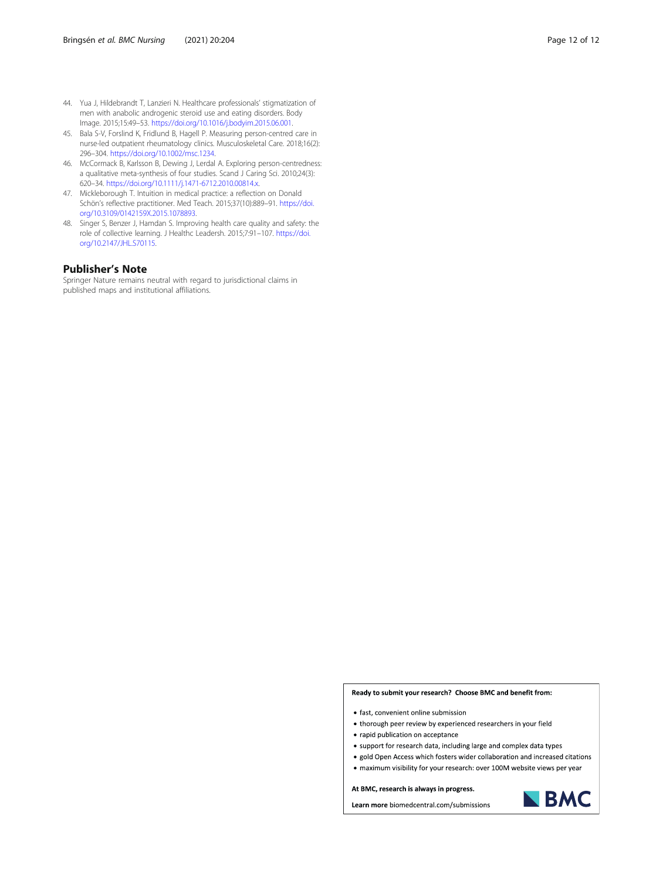44. Yua J, Hildebrandt T, Lanzieri N. Healthcare professionals' stigmatization of men with anabolic androgenic steroid use and eating disorders. Body Image. 2015;15:49–53. https://doi.org/10.1016/j.bodyim.2015.06.001.
45. Bala S-V, Forslind K, Fridlund B, Hagell P. Measuring person-centred care in nurse-led outpatient rheumatology clinics. Musculoskeletal Care. 2018;16(2): 296–304. https://doi.org/10.1002/msc.1234.
46. McCormack B, Karlsson B, Dewing J, Lerdal A. Exploring person-centredness: a qualitative meta-synthesis of four studies. Scand J Caring Sci. 2010;24(3): 620–34. https://doi.org/10.1111/j.1471-6712.2010.00814.x.
47. Mickleborough T. Intuition in medical practice: a reflection on Donald Schön's reflective practitioner. Med Teach. 2015;37(10):889–91. https://doi.org/10.3109/0142159X.2015.1078893.
48. Singer S, Benzer J, Hamdan S. Improving health care quality and safety: the role of collective learning. J Healthc Leadersh. 2015;7:91–107. https://doi.org/10.2147/JHL.S70115.

## Publisher's Note

Springer Nature remains neutral with regard to jurisdictional claims in published maps and institutional affiliations.

**Ready to submit your research? Choose BMC and benefit from:**

- fast, convenient online submission
- thorough peer review by experienced researchers in your field
- rapid publication on acceptance
- support for research data, including large and complex data types
- gold Open Access which fosters wider collaboration and increased citations
- maximum visibility for your research: over 100M website views per year

**At BMC, research is always in progress.**

**Learn more** biomedcentral.com/submissions

BMC